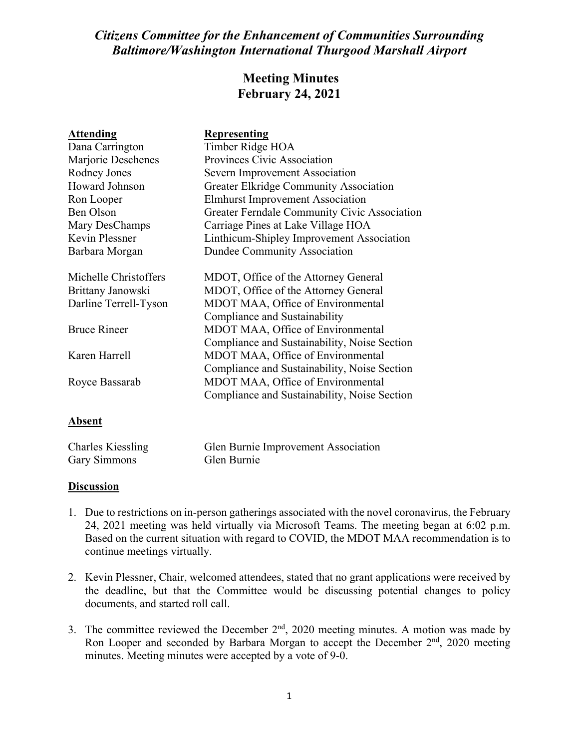# *Citizens Committee for the Enhancement of Communities Surrounding Baltimore/Washington International Thurgood Marshall Airport*

## Meeting Minutes
## February 24, 2021

| **Attending** | **Representing** |
|---|---|
| Dana Carrington | Timber Ridge HOA |
| Marjorie Deschenes | Provinces Civic Association |
| Rodney Jones | Severn Improvement Association |
| Howard Johnson | Greater Elkridge Community Association |
| Ron Looper | Elmhurst Improvement Association |
| Ben Olson | Greater Ferndale Community Civic Association |
| Mary DesChamps | Carriage Pines at Lake Village HOA |
| Kevin Plessner | Linthicum-Shipley Improvement Association |
| Barbara Morgan | Dundee Community Association |
| Michelle Christoffers | MDOT, Office of the Attorney General |
| Brittany Janowski | MDOT, Office of the Attorney General |
| Darline Terrell-Tyson | MDOT MAA, Office of Environmental Compliance and Sustainability |
| Bruce Rineer | MDOT MAA, Office of Environmental Compliance and Sustainability, Noise Section |
| Karen Harrell | MDOT MAA, Office of Environmental Compliance and Sustainability, Noise Section |
| Royce Bassarab | MDOT MAA, Office of Environmental Compliance and Sustainability, Noise Section |

**Absent**

| | |
|---|---|
| Charles Kiessling | Glen Burnie Improvement Association |
| Gary Simmons | Glen Burnie |

**Discussion**

1. Due to restrictions on in-person gatherings associated with the novel coronavirus, the February 24, 2021 meeting was held virtually via Microsoft Teams. The meeting began at 6:02 p.m. Based on the current situation with regard to COVID, the MDOT MAA recommendation is to continue meetings virtually.

2. Kevin Plessner, Chair, welcomed attendees, stated that no grant applications were received by the deadline, but that the Committee would be discussing potential changes to policy documents, and started roll call.

3. The committee reviewed the December 2nd, 2020 meeting minutes. A motion was made by Ron Looper and seconded by Barbara Morgan to accept the December 2nd, 2020 meeting minutes. Meeting minutes were accepted by a vote of 9-0.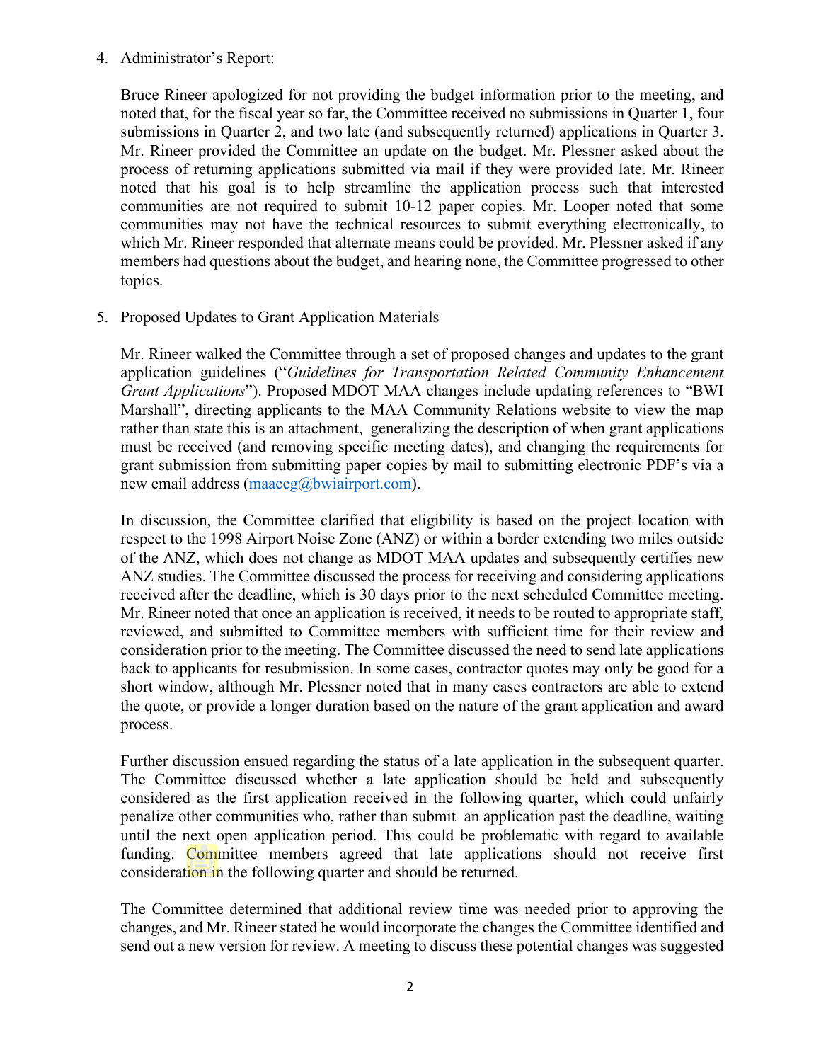4. Administrator's Report:

   Bruce Rineer apologized for not providing the budget information prior to the meeting, and noted that, for the fiscal year so far, the Committee received no submissions in Quarter 1, four submissions in Quarter 2, and two late (and subsequently returned) applications in Quarter 3. Mr. Rineer provided the Committee an update on the budget. Mr. Plessner asked about the process of returning applications submitted via mail if they were provided late. Mr. Rineer noted that his goal is to help streamline the application process such that interested communities are not required to submit 10-12 paper copies. Mr. Looper noted that some communities may not have the technical resources to submit everything electronically, to which Mr. Rineer responded that alternate means could be provided. Mr. Plessner asked if any members had questions about the budget, and hearing none, the Committee progressed to other topics.

5. Proposed Updates to Grant Application Materials

   Mr. Rineer walked the Committee through a set of proposed changes and updates to the grant application guidelines ("*Guidelines for Transportation Related Community Enhancement Grant Applications*"). Proposed MDOT MAA changes include updating references to "BWI Marshall", directing applicants to the MAA Community Relations website to view the map rather than state this is an attachment, generalizing the description of when grant applications must be received (and removing specific meeting dates), and changing the requirements for grant submission from submitting paper copies by mail to submitting electronic PDF's via a new email address (maaceg@bwiairport.com).

   In discussion, the Committee clarified that eligibility is based on the project location with respect to the 1998 Airport Noise Zone (ANZ) or within a border extending two miles outside of the ANZ, which does not change as MDOT MAA updates and subsequently certifies new ANZ studies. The Committee discussed the process for receiving and considering applications received after the deadline, which is 30 days prior to the next scheduled Committee meeting. Mr. Rineer noted that once an application is received, it needs to be routed to appropriate staff, reviewed, and submitted to Committee members with sufficient time for their review and consideration prior to the meeting. The Committee discussed the need to send late applications back to applicants for resubmission. In some cases, contractor quotes may only be good for a short window, although Mr. Plessner noted that in many cases contractors are able to extend the quote, or provide a longer duration based on the nature of the grant application and award process.

   Further discussion ensued regarding the status of a late application in the subsequent quarter. The Committee discussed whether a late application should be held and subsequently considered as the first application received in the following quarter, which could unfairly penalize other communities who, rather than submit an application past the deadline, waiting until the next open application period. This could be problematic with regard to available funding. Committee members agreed that late applications should not receive first consideration in the following quarter and should be returned.

   The Committee determined that additional review time was needed prior to approving the changes, and Mr. Rineer stated he would incorporate the changes the Committee identified and send out a new version for review. A meeting to discuss these potential changes was suggested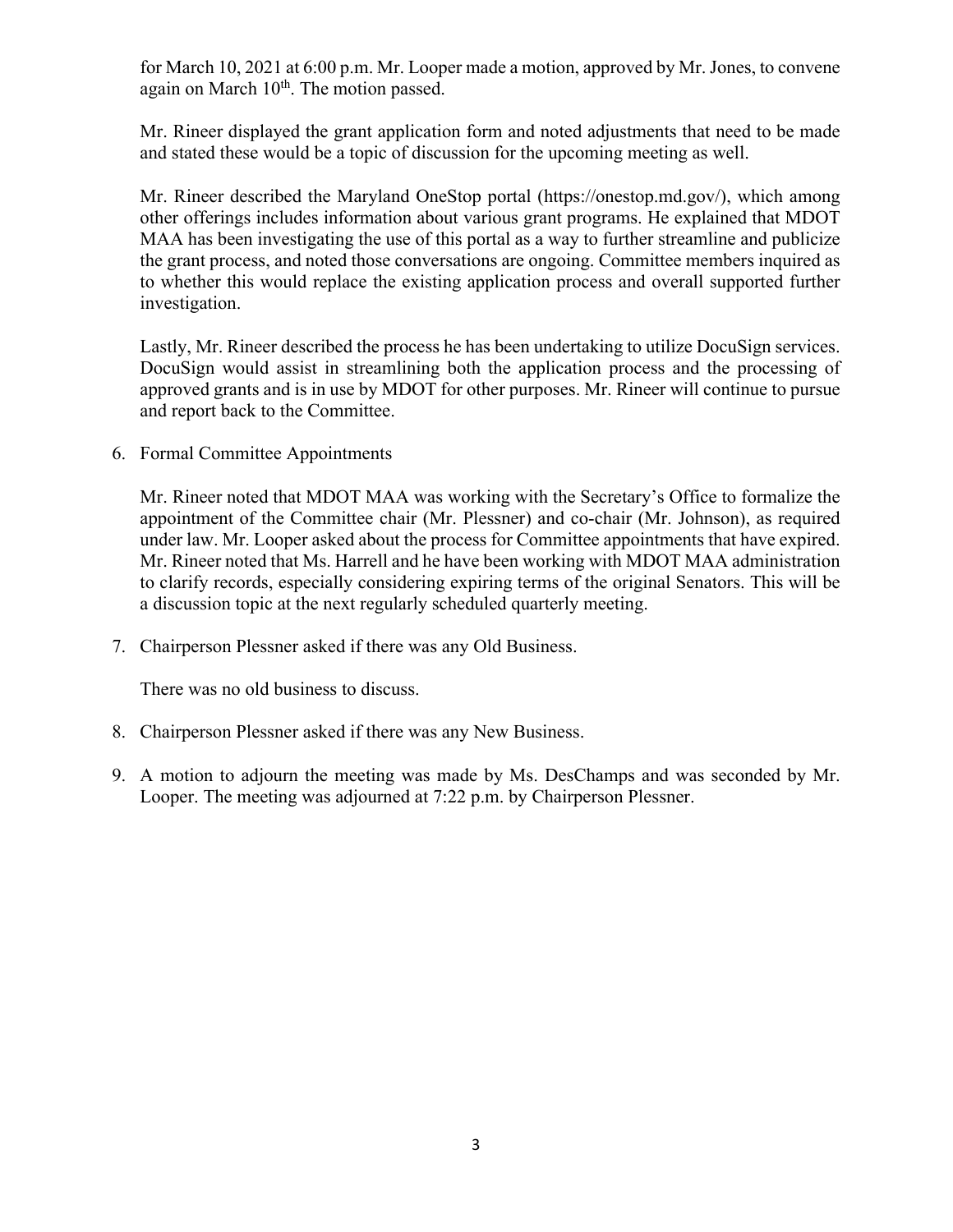for March 10, 2021 at 6:00 p.m. Mr. Looper made a motion, approved by Mr. Jones, to convene again on March 10th. The motion passed.

Mr. Rineer displayed the grant application form and noted adjustments that need to be made and stated these would be a topic of discussion for the upcoming meeting as well.

Mr. Rineer described the Maryland OneStop portal (https://onestop.md.gov/), which among other offerings includes information about various grant programs. He explained that MDOT MAA has been investigating the use of this portal as a way to further streamline and publicize the grant process, and noted those conversations are ongoing. Committee members inquired as to whether this would replace the existing application process and overall supported further investigation.

Lastly, Mr. Rineer described the process he has been undertaking to utilize DocuSign services. DocuSign would assist in streamlining both the application process and the processing of approved grants and is in use by MDOT for other purposes. Mr. Rineer will continue to pursue and report back to the Committee.

6. Formal Committee Appointments

   Mr. Rineer noted that MDOT MAA was working with the Secretary's Office to formalize the appointment of the Committee chair (Mr. Plessner) and co-chair (Mr. Johnson), as required under law. Mr. Looper asked about the process for Committee appointments that have expired. Mr. Rineer noted that Ms. Harrell and he have been working with MDOT MAA administration to clarify records, especially considering expiring terms of the original Senators. This will be a discussion topic at the next regularly scheduled quarterly meeting.

7. Chairperson Plessner asked if there was any Old Business.

   There was no old business to discuss.

8. Chairperson Plessner asked if there was any New Business.

9. A motion to adjourn the meeting was made by Ms. DesChamps and was seconded by Mr. Looper. The meeting was adjourned at 7:22 p.m. by Chairperson Plessner.